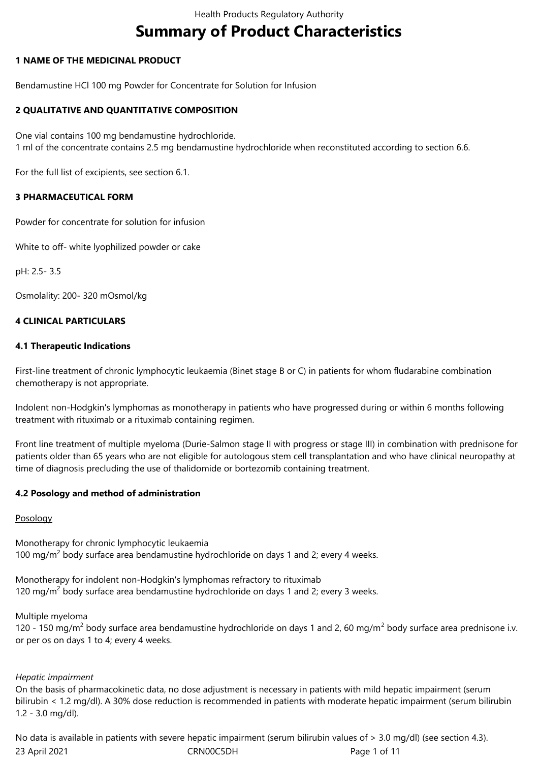# Summary of Product Characteristics

## 1 NAME OF THE MEDICINAL PRODUCT

Bendamustine HCl 100 mg Powder for Concentrate for Solution for Infusion

## 2 QUALITATIVE AND QUANTITATIVE COMPOSITION

One vial contains 100 mg bendamustine hydrochloride.
1 ml of the concentrate contains 2.5 mg bendamustine hydrochloride when reconstituted according to section 6.6.

For the full list of excipients, see section 6.1.

## 3 PHARMACEUTICAL FORM

Powder for concentrate for solution for infusion

White to off- white lyophilized powder or cake

pH: 2.5- 3.5

Osmolality: 200- 320 mOsmol/kg

## 4 CLINICAL PARTICULARS

### 4.1 Therapeutic Indications

First-line treatment of chronic lymphocytic leukaemia (Binet stage B or C) in patients for whom fludarabine combination chemotherapy is not appropriate.

Indolent non-Hodgkin's lymphomas as monotherapy in patients who have progressed during or within 6 months following treatment with rituximab or a rituximab containing regimen.

Front line treatment of multiple myeloma (Durie-Salmon stage II with progress or stage III) in combination with prednisone for patients older than 65 years who are not eligible for autologous stem cell transplantation and who have clinical neuropathy at time of diagnosis precluding the use of thalidomide or bortezomib containing treatment.

### 4.2 Posology and method of administration

<u>Posology</u>

Monotherapy for chronic lymphocytic leukaemia
100 mg/m$^2$ body surface area bendamustine hydrochloride on days 1 and 2; every 4 weeks.

Monotherapy for indolent non-Hodgkin's lymphomas refractory to rituximab
120 mg/m$^2$ body surface area bendamustine hydrochloride on days 1 and 2; every 3 weeks.

Multiple myeloma
120 - 150 mg/m$^2$ body surface area bendamustine hydrochloride on days 1 and 2, 60 mg/m$^2$ body surface area prednisone i.v. or per os on days 1 to 4; every 4 weeks.

*Hepatic impairment*
On the basis of pharmacokinetic data, no dose adjustment is necessary in patients with mild hepatic impairment (serum bilirubin < 1.2 mg/dl). A 30% dose reduction is recommended in patients with moderate hepatic impairment (serum bilirubin 1.2 - 3.0 mg/dl).

No data is available in patients with severe hepatic impairment (serum bilirubin values of > 3.0 mg/dl) (see section 4.3).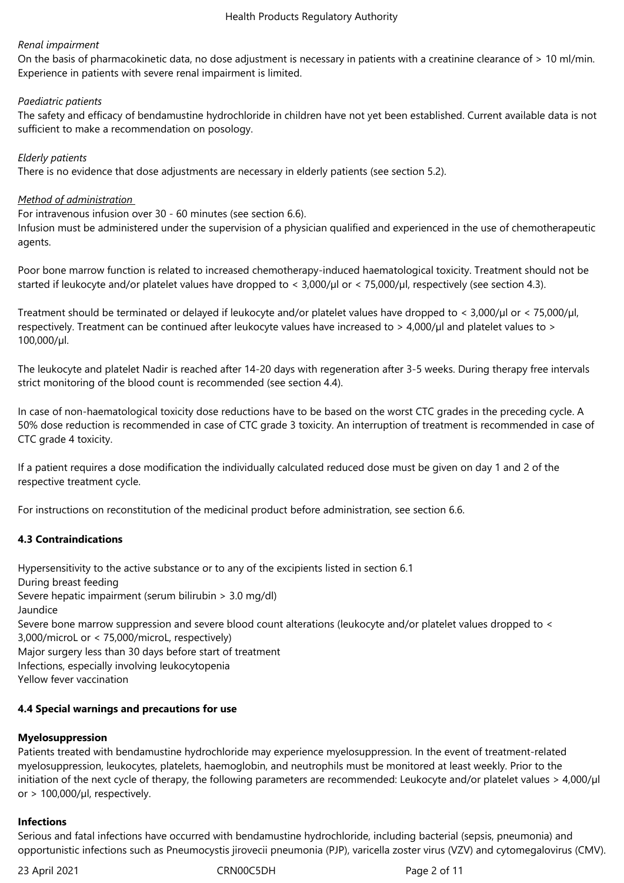*Renal impairment*

On the basis of pharmacokinetic data, no dose adjustment is necessary in patients with a creatinine clearance of > 10 ml/min. Experience in patients with severe renal impairment is limited.

*Paediatric patients*

The safety and efficacy of bendamustine hydrochloride in children have not yet been established. Current available data is not sufficient to make a recommendation on posology.

*Elderly patients*

There is no evidence that dose adjustments are necessary in elderly patients (see section 5.2).

*Method of administration*

For intravenous infusion over 30 - 60 minutes (see section 6.6).
Infusion must be administered under the supervision of a physician qualified and experienced in the use of chemotherapeutic agents.

Poor bone marrow function is related to increased chemotherapy-induced haematological toxicity. Treatment should not be started if leukocyte and/or platelet values have dropped to < 3,000/µl or < 75,000/µl, respectively (see section 4.3).

Treatment should be terminated or delayed if leukocyte and/or platelet values have dropped to < 3,000/µl or < 75,000/µl, respectively. Treatment can be continued after leukocyte values have increased to > 4,000/µl and platelet values to > 100,000/µl.

The leukocyte and platelet Nadir is reached after 14-20 days with regeneration after 3-5 weeks. During therapy free intervals strict monitoring of the blood count is recommended (see section 4.4).

In case of non-haematological toxicity dose reductions have to be based on the worst CTC grades in the preceding cycle. A 50% dose reduction is recommended in case of CTC grade 3 toxicity. An interruption of treatment is recommended in case of CTC grade 4 toxicity.

If a patient requires a dose modification the individually calculated reduced dose must be given on day 1 and 2 of the respective treatment cycle.

For instructions on reconstitution of the medicinal product before administration, see section 6.6.

### 4.3 Contraindications

Hypersensitivity to the active substance or to any of the excipients listed in section 6.1
During breast feeding
Severe hepatic impairment (serum bilirubin > 3.0 mg/dl)
Jaundice
Severe bone marrow suppression and severe blood count alterations (leukocyte and/or platelet values dropped to < 3,000/microL or < 75,000/microL, respectively)
Major surgery less than 30 days before start of treatment
Infections, especially involving leukocytopenia
Yellow fever vaccination

### 4.4 Special warnings and precautions for use

**Myelosuppression**

Patients treated with bendamustine hydrochloride may experience myelosuppression. In the event of treatment-related myelosuppression, leukocytes, platelets, haemoglobin, and neutrophils must be monitored at least weekly. Prior to the initiation of the next cycle of therapy, the following parameters are recommended: Leukocyte and/or platelet values > 4,000/µl or > 100,000/µl, respectively.

**Infections**

Serious and fatal infections have occurred with bendamustine hydrochloride, including bacterial (sepsis, pneumonia) and opportunistic infections such as Pneumocystis jirovecii pneumonia (PJP), varicella zoster virus (VZV) and cytomegalovirus (CMV).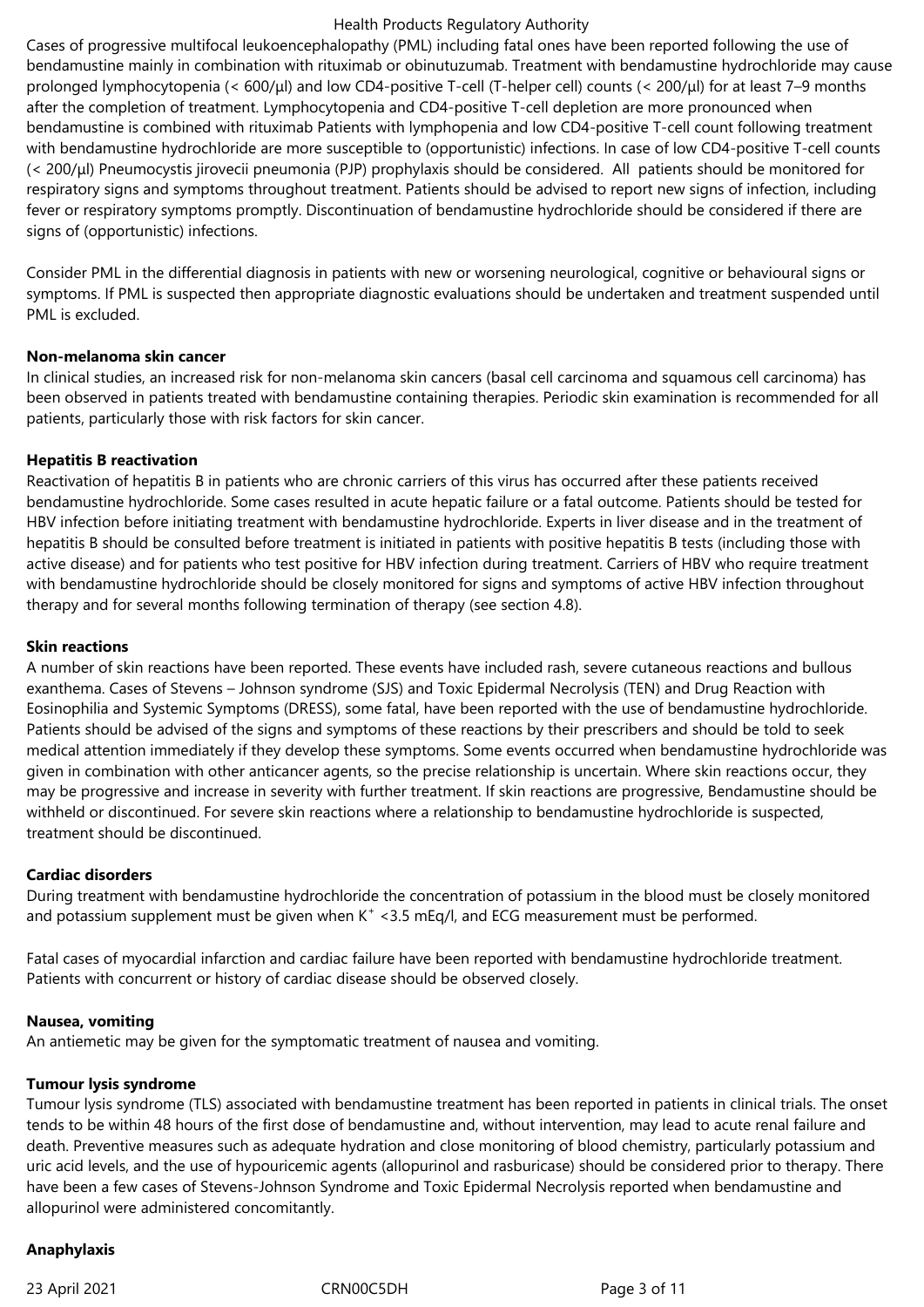Cases of progressive multifocal leukoencephalopathy (PML) including fatal ones have been reported following the use of bendamustine mainly in combination with rituximab or obinutuzumab. Treatment with bendamustine hydrochloride may cause prolonged lymphocytopenia (< 600/μl) and low CD4-positive T-cell (T-helper cell) counts (< 200/μl) for at least 7–9 months after the completion of treatment. Lymphocytopenia and CD4-positive T-cell depletion are more pronounced when bendamustine is combined with rituximab Patients with lymphopenia and low CD4-positive T-cell count following treatment with bendamustine hydrochloride are more susceptible to (opportunistic) infections. In case of low CD4-positive T-cell counts (< 200/μl) Pneumocystis jirovecii pneumonia (PJP) prophylaxis should be considered. All patients should be monitored for respiratory signs and symptoms throughout treatment. Patients should be advised to report new signs of infection, including fever or respiratory symptoms promptly. Discontinuation of bendamustine hydrochloride should be considered if there are signs of (opportunistic) infections.

Consider PML in the differential diagnosis in patients with new or worsening neurological, cognitive or behavioural signs or symptoms. If PML is suspected then appropriate diagnostic evaluations should be undertaken and treatment suspended until PML is excluded.

**Non-melanoma skin cancer**

In clinical studies, an increased risk for non-melanoma skin cancers (basal cell carcinoma and squamous cell carcinoma) has been observed in patients treated with bendamustine containing therapies. Periodic skin examination is recommended for all patients, particularly those with risk factors for skin cancer.

**Hepatitis B reactivation**

Reactivation of hepatitis B in patients who are chronic carriers of this virus has occurred after these patients received bendamustine hydrochloride. Some cases resulted in acute hepatic failure or a fatal outcome. Patients should be tested for HBV infection before initiating treatment with bendamustine hydrochloride. Experts in liver disease and in the treatment of hepatitis B should be consulted before treatment is initiated in patients with positive hepatitis B tests (including those with active disease) and for patients who test positive for HBV infection during treatment. Carriers of HBV who require treatment with bendamustine hydrochloride should be closely monitored for signs and symptoms of active HBV infection throughout therapy and for several months following termination of therapy (see section 4.8).

**Skin reactions**

A number of skin reactions have been reported. These events have included rash, severe cutaneous reactions and bullous exanthema. Cases of Stevens – Johnson syndrome (SJS) and Toxic Epidermal Necrolysis (TEN) and Drug Reaction with Eosinophilia and Systemic Symptoms (DRESS), some fatal, have been reported with the use of bendamustine hydrochloride. Patients should be advised of the signs and symptoms of these reactions by their prescribers and should be told to seek medical attention immediately if they develop these symptoms. Some events occurred when bendamustine hydrochloride was given in combination with other anticancer agents, so the precise relationship is uncertain. Where skin reactions occur, they may be progressive and increase in severity with further treatment. If skin reactions are progressive, Bendamustine should be withheld or discontinued. For severe skin reactions where a relationship to bendamustine hydrochloride is suspected, treatment should be discontinued.

**Cardiac disorders**

During treatment with bendamustine hydrochloride the concentration of potassium in the blood must be closely monitored and potassium supplement must be given when $K^+$ <3.5 mEq/l, and ECG measurement must be performed.

Fatal cases of myocardial infarction and cardiac failure have been reported with bendamustine hydrochloride treatment. Patients with concurrent or history of cardiac disease should be observed closely.

**Nausea, vomiting**

An antiemetic may be given for the symptomatic treatment of nausea and vomiting.

**Tumour lysis syndrome**

Tumour lysis syndrome (TLS) associated with bendamustine treatment has been reported in patients in clinical trials. The onset tends to be within 48 hours of the first dose of bendamustine and, without intervention, may lead to acute renal failure and death. Preventive measures such as adequate hydration and close monitoring of blood chemistry, particularly potassium and uric acid levels, and the use of hypouricemic agents (allopurinol and rasburicase) should be considered prior to therapy. There have been a few cases of Stevens-Johnson Syndrome and Toxic Epidermal Necrolysis reported when bendamustine and allopurinol were administered concomitantly.

**Anaphylaxis**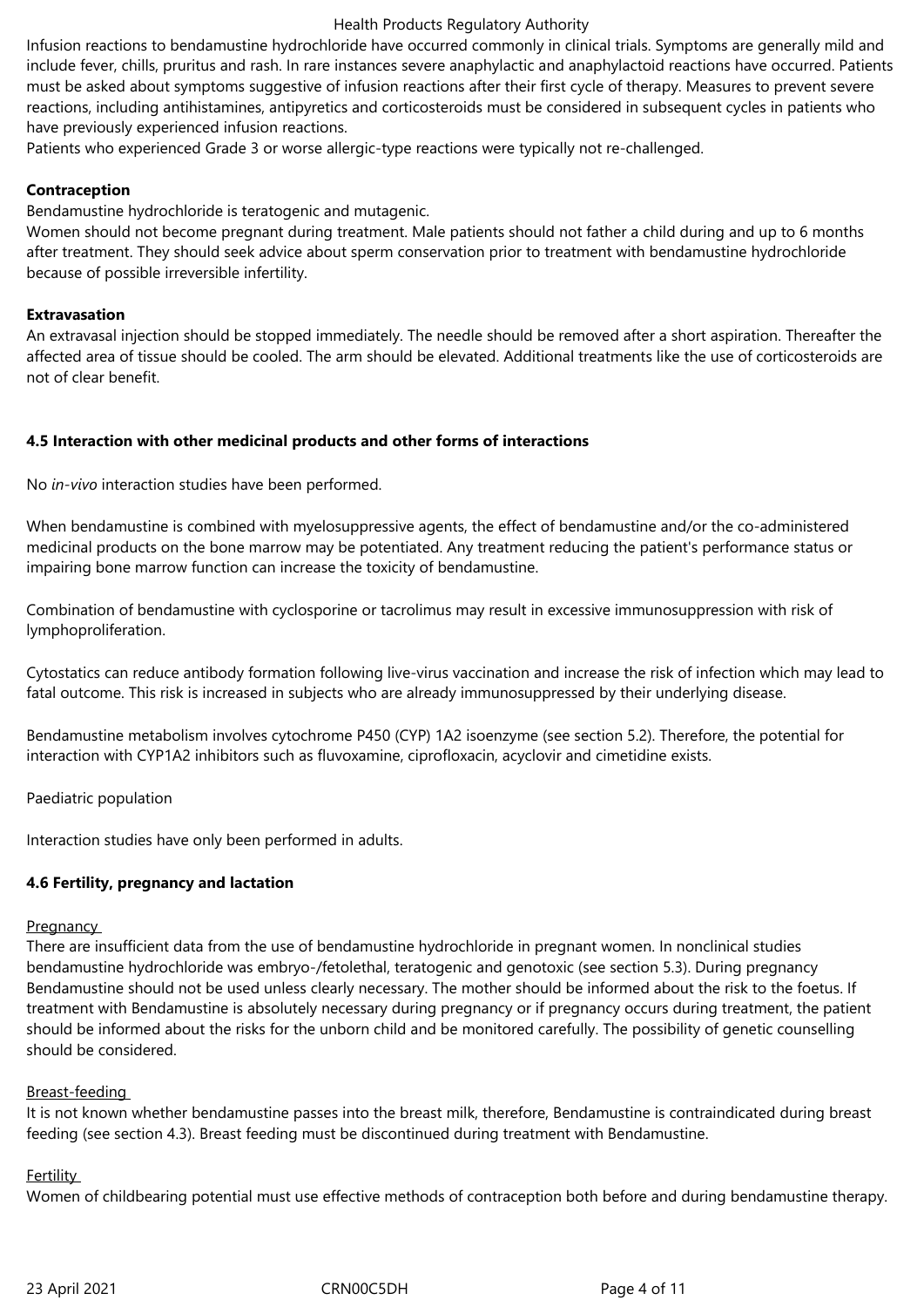Infusion reactions to bendamustine hydrochloride have occurred commonly in clinical trials. Symptoms are generally mild and include fever, chills, pruritus and rash. In rare instances severe anaphylactic and anaphylactoid reactions have occurred. Patients must be asked about symptoms suggestive of infusion reactions after their first cycle of therapy. Measures to prevent severe reactions, including antihistamines, antipyretics and corticosteroids must be considered in subsequent cycles in patients who have previously experienced infusion reactions.
Patients who experienced Grade 3 or worse allergic-type reactions were typically not re-challenged.

**Contraception**

Bendamustine hydrochloride is teratogenic and mutagenic.
Women should not become pregnant during treatment. Male patients should not father a child during and up to 6 months after treatment. They should seek advice about sperm conservation prior to treatment with bendamustine hydrochloride because of possible irreversible infertility.

**Extravasation**

An extravasal injection should be stopped immediately. The needle should be removed after a short aspiration. Thereafter the affected area of tissue should be cooled. The arm should be elevated. Additional treatments like the use of corticosteroids are not of clear benefit.

## 4.5 Interaction with other medicinal products and other forms of interactions

No *in-vivo* interaction studies have been performed.

When bendamustine is combined with myelosuppressive agents, the effect of bendamustine and/or the co-administered medicinal products on the bone marrow may be potentiated. Any treatment reducing the patient's performance status or impairing bone marrow function can increase the toxicity of bendamustine.

Combination of bendamustine with cyclosporine or tacrolimus may result in excessive immunosuppression with risk of lymphoproliferation.

Cytostatics can reduce antibody formation following live-virus vaccination and increase the risk of infection which may lead to fatal outcome. This risk is increased in subjects who are already immunosuppressed by their underlying disease.

Bendamustine metabolism involves cytochrome P450 (CYP) 1A2 isoenzyme (see section 5.2). Therefore, the potential for interaction with CYP1A2 inhibitors such as fluvoxamine, ciprofloxacin, acyclovir and cimetidine exists.

Paediatric population

Interaction studies have only been performed in adults.

## 4.6 Fertility, pregnancy and lactation

Pregnancy

There are insufficient data from the use of bendamustine hydrochloride in pregnant women. In nonclinical studies bendamustine hydrochloride was embryo-/fetolethal, teratogenic and genotoxic (see section 5.3). During pregnancy Bendamustine should not be used unless clearly necessary. The mother should be informed about the risk to the foetus. If treatment with Bendamustine is absolutely necessary during pregnancy or if pregnancy occurs during treatment, the patient should be informed about the risks for the unborn child and be monitored carefully. The possibility of genetic counselling should be considered.

Breast-feeding

It is not known whether bendamustine passes into the breast milk, therefore, Bendamustine is contraindicated during breast feeding (see section 4.3). Breast feeding must be discontinued during treatment with Bendamustine.

Fertility

Women of childbearing potential must use effective methods of contraception both before and during bendamustine therapy.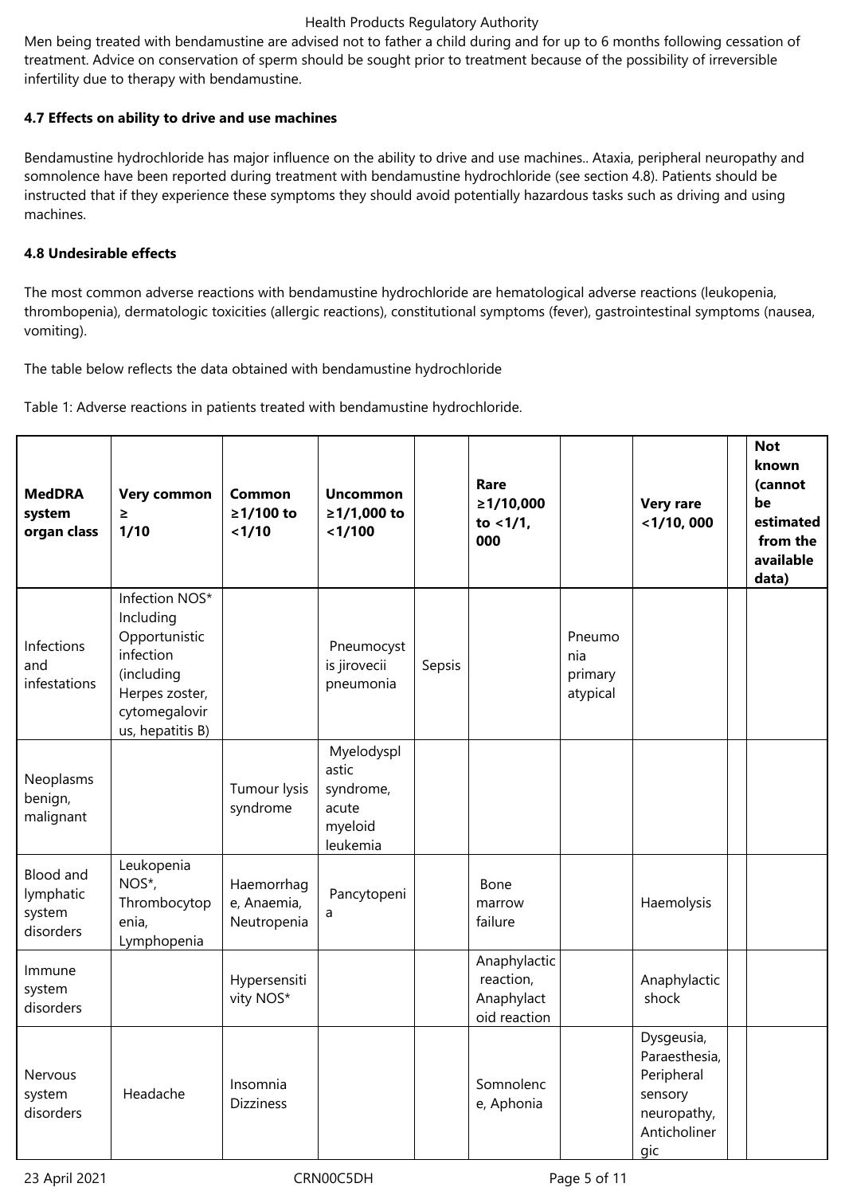Men being treated with bendamustine are advised not to father a child during and for up to 6 months following cessation of treatment. Advice on conservation of sperm should be sought prior to treatment because of the possibility of irreversible infertility due to therapy with bendamustine.

**4.7 Effects on ability to drive and use machines**

Bendamustine hydrochloride has major influence on the ability to drive and use machines.. Ataxia, peripheral neuropathy and somnolence have been reported during treatment with bendamustine hydrochloride (see section 4.8). Patients should be instructed that if they experience these symptoms they should avoid potentially hazardous tasks such as driving and using machines.

**4.8 Undesirable effects**

The most common adverse reactions with bendamustine hydrochloride are hematological adverse reactions (leukopenia, thrombopenia), dermatologic toxicities (allergic reactions), constitutional symptoms (fever), gastrointestinal symptoms (nausea, vomiting).

The table below reflects the data obtained with bendamustine hydrochloride

Table 1: Adverse reactions in patients treated with bendamustine hydrochloride.

| MedDRA system organ class | Very common ≥ 1/10 | Common ≥1/100 to <1/10 | Uncommon ≥1/1,000 to <1/100 | | Rare ≥1/10,000 to <1/1, 000 | | Very rare <1/10, 000 | | Not known (cannot be estimated from the available data) |
|---|---|---|---|---|---|---|---|---|---|
| Infections and infestations | Infection NOS* Including Opportunistic infection (including Herpes zoster, cytomegalovirus, hepatitis B) | | Pneumocystis jirovecii pneumonia | Sepsis | | Pneumonia primary atypical | | | |
| Neoplasms benign, malignant | | Tumour lysis syndrome | Myelodysplastic syndrome, acute myeloid leukemia | | | | | | |
| Blood and lymphatic system disorders | Leukopenia NOS*, Thrombocytopenia, Lymphopenia | Haemorrhage, Anaemia, Neutropenia | Pancytopenia | | Bone marrow failure | | Haemolysis | | |
| Immune system disorders | | Hypersensitivity NOS* | | | Anaphylactic reaction, Anaphylactoid reaction | | Anaphylactic shock | | |
| Nervous system disorders | Headache | Insomnia Dizziness | | | Somnolence, Aphonia | | Dysgeusia, Paraesthesia, Peripheral sensory neuropathy, Anticholinergic | | |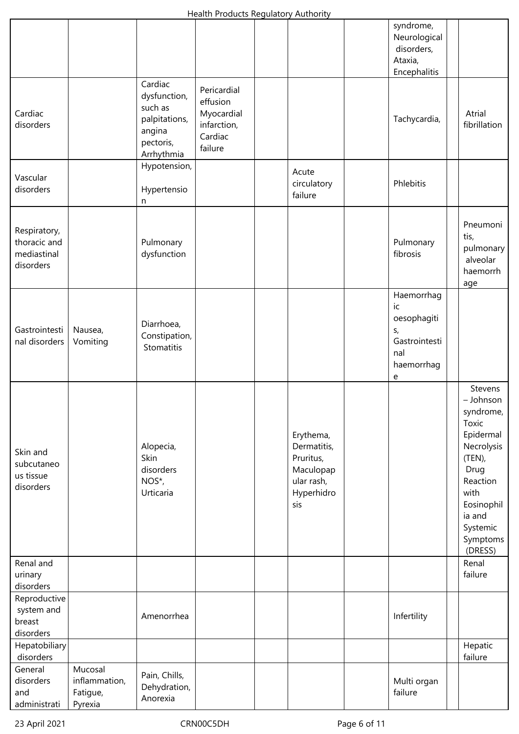| | | | | | | | | | |
|---|---|---|---|---|---|---|---|---|---|
| | | | | | | | syndrome, Neurological disorders, Ataxia, Encephalitis | | |
| Cardiac disorders | | Cardiac dysfunction, such as palpitations, angina pectoris, Arrhythmia | Pericardial effusion Myocardial infarction, Cardiac failure | | | | Tachycardia, | | Atrial fibrillation |
| Vascular disorders | | Hypotension, Hypertension | | | Acute circulatory failure | | Phlebitis | | |
| Respiratory, thoracic and mediastinal disorders | | Pulmonary dysfunction | | | | | Pulmonary fibrosis | | Pneumonitis, pulmonary alveolar haemorrhage |
| Gastrointestinal disorders | Nausea, Vomiting | Diarrhoea, Constipation, Stomatitis | | | | | Haemorrhagic oesophagitis, Gastrointestinal haemorrhage | | |
| Skin and subcutaneous tissue disorders | | Alopecia, Skin disorders NOS*, Urticaria | | | Erythema, Dermatitis, Pruritus, Maculopapular rash, Hyperhidrosis | | | | Stevens – Johnson syndrome, Toxic Epidermal Necrolysis (TEN), Drug Reaction with Eosinophilia and Systemic Symptoms (DRESS) |
| Renal and urinary disorders | | | | | | | | | Renal failure |
| Reproductive system and breast disorders | | Amenorrhea | | | | | Infertility | | |
| Hepatobiliary disorders | | | | | | | | | Hepatic failure |
| General disorders and administrati | Mucosal inflammation, Fatigue, Pyrexia | Pain, Chills, Dehydration, Anorexia | | | | | Multi organ failure | | |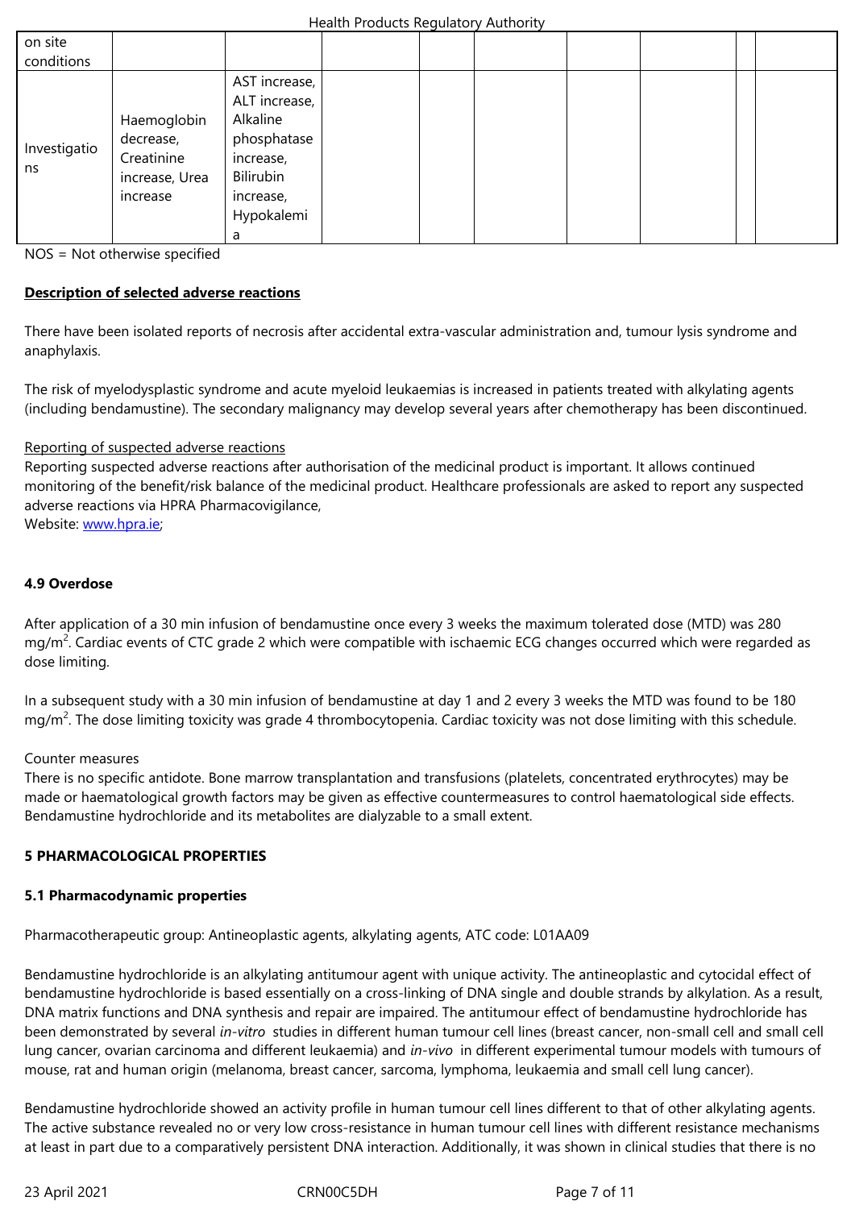| on site conditions | | | | | | | | | |
|---|---|---|---|---|---|---|---|---|---|
| Investigations | Haemoglobin decrease, Creatinine increase, Urea increase | AST increase, ALT increase, Alkaline phosphatase increase, Bilirubin increase, Hypokalemia | | | | | | | |

NOS = Not otherwise specified

**Description of selected adverse reactions**

There have been isolated reports of necrosis after accidental extra-vascular administration and, tumour lysis syndrome and anaphylaxis.

The risk of myelodysplastic syndrome and acute myeloid leukaemias is increased in patients treated with alkylating agents (including bendamustine). The secondary malignancy may develop several years after chemotherapy has been discontinued.

Reporting of suspected adverse reactions
Reporting suspected adverse reactions after authorisation of the medicinal product is important. It allows continued monitoring of the benefit/risk balance of the medicinal product. Healthcare professionals are asked to report any suspected adverse reactions via HPRA Pharmacovigilance,
Website: www.hpra.ie;

**4.9 Overdose**

After application of a 30 min infusion of bendamustine once every 3 weeks the maximum tolerated dose (MTD) was 280 mg/m$^2$. Cardiac events of CTC grade 2 which were compatible with ischaemic ECG changes occurred which were regarded as dose limiting.

In a subsequent study with a 30 min infusion of bendamustine at day 1 and 2 every 3 weeks the MTD was found to be 180 mg/m$^2$. The dose limiting toxicity was grade 4 thrombocytopenia. Cardiac toxicity was not dose limiting with this schedule.

Counter measures
There is no specific antidote. Bone marrow transplantation and transfusions (platelets, concentrated erythrocytes) may be made or haematological growth factors may be given as effective countermeasures to control haematological side effects. Bendamustine hydrochloride and its metabolites are dialyzable to a small extent.

**5 PHARMACOLOGICAL PROPERTIES**

**5.1 Pharmacodynamic properties**

Pharmacotherapeutic group: Antineoplastic agents, alkylating agents, ATC code: L01AA09

Bendamustine hydrochloride is an alkylating antitumour agent with unique activity. The antineoplastic and cytocidal effect of bendamustine hydrochloride is based essentially on a cross-linking of DNA single and double strands by alkylation. As a result, DNA matrix functions and DNA synthesis and repair are impaired. The antitumour effect of bendamustine hydrochloride has been demonstrated by several *in-vitro* studies in different human tumour cell lines (breast cancer, non-small cell and small cell lung cancer, ovarian carcinoma and different leukaemia) and *in-vivo* in different experimental tumour models with tumours of mouse, rat and human origin (melanoma, breast cancer, sarcoma, lymphoma, leukaemia and small cell lung cancer).

Bendamustine hydrochloride showed an activity profile in human tumour cell lines different to that of other alkylating agents. The active substance revealed no or very low cross-resistance in human tumour cell lines with different resistance mechanisms at least in part due to a comparatively persistent DNA interaction. Additionally, it was shown in clinical studies that there is no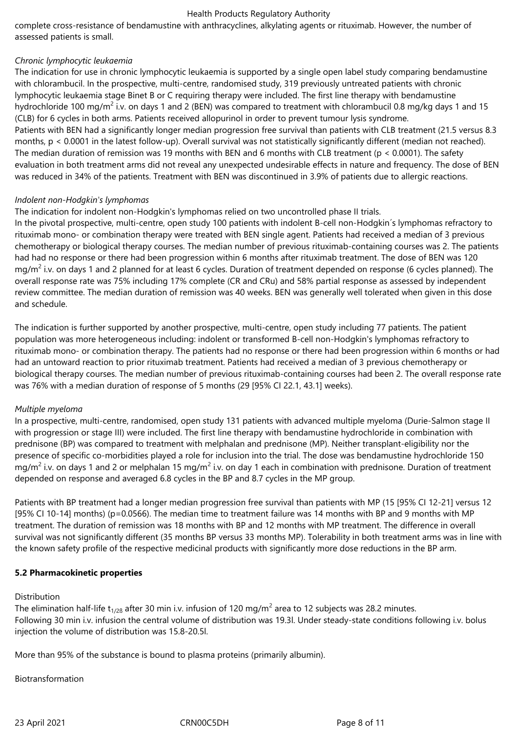complete cross-resistance of bendamustine with anthracyclines, alkylating agents or rituximab. However, the number of assessed patients is small.

*Chronic lymphocytic leukaemia*

The indication for use in chronic lymphocytic leukaemia is supported by a single open label study comparing bendamustine with chlorambucil. In the prospective, multi-centre, randomised study, 319 previously untreated patients with chronic lymphocytic leukaemia stage Binet B or C requiring therapy were included. The first line therapy with bendamustine hydrochloride 100 mg/m$^2$ i.v. on days 1 and 2 (BEN) was compared to treatment with chlorambucil 0.8 mg/kg days 1 and 15 (CLB) for 6 cycles in both arms. Patients received allopurinol in order to prevent tumour lysis syndrome.
Patients with BEN had a significantly longer median progression free survival than patients with CLB treatment (21.5 versus 8.3 months, $p < 0.0001$ in the latest follow-up). Overall survival was not statistically significantly different (median not reached). The median duration of remission was 19 months with BEN and 6 months with CLB treatment ($p < 0.0001$). The safety evaluation in both treatment arms did not reveal any unexpected undesirable effects in nature and frequency. The dose of BEN was reduced in 34% of the patients. Treatment with BEN was discontinued in 3.9% of patients due to allergic reactions.

*Indolent non-Hodgkin's lymphomas*

The indication for indolent non-Hodgkin's lymphomas relied on two uncontrolled phase II trials.
In the pivotal prospective, multi-centre, open study 100 patients with indolent B-cell non-Hodgkin´s lymphomas refractory to rituximab mono- or combination therapy were treated with BEN single agent. Patients had received a median of 3 previous chemotherapy or biological therapy courses. The median number of previous rituximab-containing courses was 2. The patients had had no response or there had been progression within 6 months after rituximab treatment. The dose of BEN was 120 mg/m$^2$ i.v. on days 1 and 2 planned for at least 6 cycles. Duration of treatment depended on response (6 cycles planned). The overall response rate was 75% including 17% complete (CR and CRu) and 58% partial response as assessed by independent review committee. The median duration of remission was 40 weeks. BEN was generally well tolerated when given in this dose and schedule.

The indication is further supported by another prospective, multi-centre, open study including 77 patients. The patient population was more heterogeneous including: indolent or transformed B-cell non-Hodgkin's lymphomas refractory to rituximab mono- or combination therapy. The patients had no response or there had been progression within 6 months or had had an untoward reaction to prior rituximab treatment. Patients had received a median of 3 previous chemotherapy or biological therapy courses. The median number of previous rituximab-containing courses had been 2. The overall response rate was 76% with a median duration of response of 5 months (29 [95% CI 22.1, 43.1] weeks).

*Multiple myeloma*

In a prospective, multi-centre, randomised, open study 131 patients with advanced multiple myeloma (Durie-Salmon stage II with progression or stage III) were included. The first line therapy with bendamustine hydrochloride in combination with prednisone (BP) was compared to treatment with melphalan and prednisone (MP). Neither transplant-eligibility nor the presence of specific co-morbidities played a role for inclusion into the trial. The dose was bendamustine hydrochloride 150 mg/m$^2$ i.v. on days 1 and 2 or melphalan 15 mg/m$^2$ i.v. on day 1 each in combination with prednisone. Duration of treatment depended on response and averaged 6.8 cycles in the BP and 8.7 cycles in the MP group.

Patients with BP treatment had a longer median progression free survival than patients with MP (15 [95% CI 12-21] versus 12 [95% CI 10-14] months) ($p=0.0566$). The median time to treatment failure was 14 months with BP and 9 months with MP treatment. The duration of remission was 18 months with BP and 12 months with MP treatment. The difference in overall survival was not significantly different (35 months BP versus 33 months MP). Tolerability in both treatment arms was in line with the known safety profile of the respective medicinal products with significantly more dose reductions in the BP arm.

**5.2 Pharmacokinetic properties**

Distribution

The elimination half-life $t_{1/2\beta}$ after 30 min i.v. infusion of 120 mg/m$^2$ area to 12 subjects was 28.2 minutes.
Following 30 min i.v. infusion the central volume of distribution was 19.3l. Under steady-state conditions following i.v. bolus injection the volume of distribution was 15.8-20.5l.

More than 95% of the substance is bound to plasma proteins (primarily albumin).

Biotransformation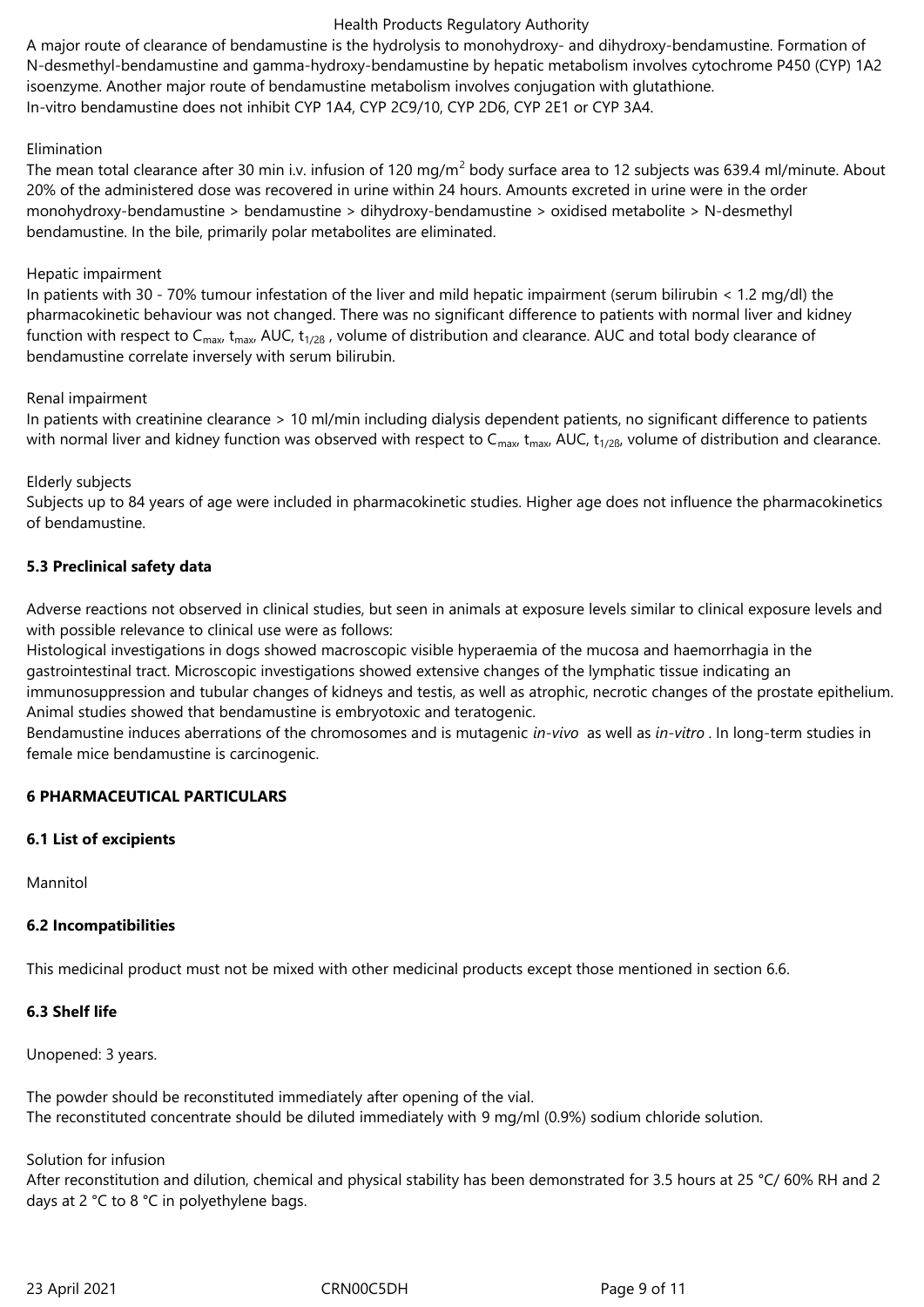A major route of clearance of bendamustine is the hydrolysis to monohydroxy- and dihydroxy-bendamustine. Formation of N-desmethyl-bendamustine and gamma-hydroxy-bendamustine by hepatic metabolism involves cytochrome P450 (CYP) 1A2 isoenzyme. Another major route of bendamustine metabolism involves conjugation with glutathione.
In-vitro bendamustine does not inhibit CYP 1A4, CYP 2C9/10, CYP 2D6, CYP 2E1 or CYP 3A4.

Elimination

The mean total clearance after 30 min i.v. infusion of 120 mg/$m^2$ body surface area to 12 subjects was 639.4 ml/minute. About 20% of the administered dose was recovered in urine within 24 hours. Amounts excreted in urine were in the order monohydroxy-bendamustine > bendamustine > dihydroxy-bendamustine > oxidised metabolite > N-desmethyl bendamustine. In the bile, primarily polar metabolites are eliminated.

Hepatic impairment

In patients with 30 - 70% tumour infestation of the liver and mild hepatic impairment (serum bilirubin < 1.2 mg/dl) the pharmacokinetic behaviour was not changed. There was no significant difference to patients with normal liver and kidney function with respect to $C_{max}$, $t_{max}$, AUC, $t_{1/2ß}$ , volume of distribution and clearance. AUC and total body clearance of bendamustine correlate inversely with serum bilirubin.

Renal impairment

In patients with creatinine clearance > 10 ml/min including dialysis dependent patients, no significant difference to patients with normal liver and kidney function was observed with respect to $C_{max}$, $t_{max}$, AUC, $t_{1/2ß}$, volume of distribution and clearance.

Elderly subjects

Subjects up to 84 years of age were included in pharmacokinetic studies. Higher age does not influence the pharmacokinetics of bendamustine.

**5.3 Preclinical safety data**

Adverse reactions not observed in clinical studies, but seen in animals at exposure levels similar to clinical exposure levels and with possible relevance to clinical use were as follows:

Histological investigations in dogs showed macroscopic visible hyperaemia of the mucosa and haemorrhagia in the gastrointestinal tract. Microscopic investigations showed extensive changes of the lymphatic tissue indicating an immunosuppression and tubular changes of kidneys and testis, as well as atrophic, necrotic changes of the prostate epithelium.
Animal studies showed that bendamustine is embryotoxic and teratogenic.
Bendamustine induces aberrations of the chromosomes and is mutagenic *in-vivo* as well as *in-vitro* . In long-term studies in female mice bendamustine is carcinogenic.

**6 PHARMACEUTICAL PARTICULARS**

**6.1 List of excipients**

Mannitol

**6.2 Incompatibilities**

This medicinal product must not be mixed with other medicinal products except those mentioned in section 6.6.

**6.3 Shelf life**

Unopened: 3 years.

The powder should be reconstituted immediately after opening of the vial.
The reconstituted concentrate should be diluted immediately with 9 mg/ml (0.9%) sodium chloride solution.

Solution for infusion

After reconstitution and dilution, chemical and physical stability has been demonstrated for 3.5 hours at 25 °C/ 60% RH and 2 days at 2 °C to 8 °C in polyethylene bags.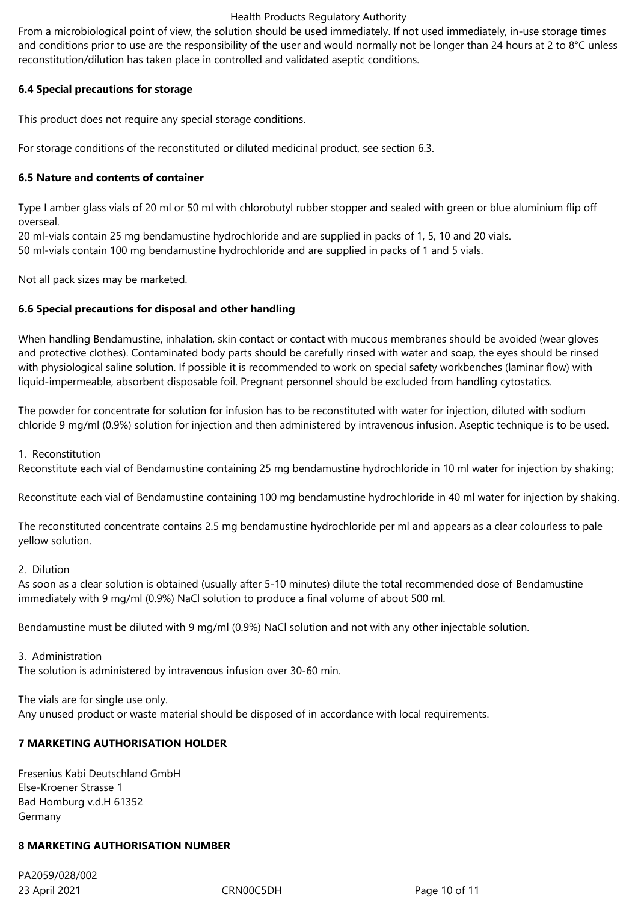From a microbiological point of view, the solution should be used immediately. If not used immediately, in-use storage times and conditions prior to use are the responsibility of the user and would normally not be longer than 24 hours at 2 to 8°C unless reconstitution/dilution has taken place in controlled and validated aseptic conditions.

**6.4 Special precautions for storage**

This product does not require any special storage conditions.

For storage conditions of the reconstituted or diluted medicinal product, see section 6.3.

**6.5 Nature and contents of container**

Type I amber glass vials of 20 ml or 50 ml with chlorobutyl rubber stopper and sealed with green or blue aluminium flip off overseal.
20 ml-vials contain 25 mg bendamustine hydrochloride and are supplied in packs of 1, 5, 10 and 20 vials.
50 ml-vials contain 100 mg bendamustine hydrochloride and are supplied in packs of 1 and 5 vials.

Not all pack sizes may be marketed.

**6.6 Special precautions for disposal and other handling**

When handling Bendamustine, inhalation, skin contact or contact with mucous membranes should be avoided (wear gloves and protective clothes). Contaminated body parts should be carefully rinsed with water and soap, the eyes should be rinsed with physiological saline solution. If possible it is recommended to work on special safety workbenches (laminar flow) with liquid-impermeable, absorbent disposable foil. Pregnant personnel should be excluded from handling cytostatics.

The powder for concentrate for solution for infusion has to be reconstituted with water for injection, diluted with sodium chloride 9 mg/ml (0.9%) solution for injection and then administered by intravenous infusion. Aseptic technique is to be used.

1. Reconstitution
Reconstitute each vial of Bendamustine containing 25 mg bendamustine hydrochloride in 10 ml water for injection by shaking;

Reconstitute each vial of Bendamustine containing 100 mg bendamustine hydrochloride in 40 ml water for injection by shaking.

The reconstituted concentrate contains 2.5 mg bendamustine hydrochloride per ml and appears as a clear colourless to pale yellow solution.

2. Dilution
As soon as a clear solution is obtained (usually after 5-10 minutes) dilute the total recommended dose of Bendamustine immediately with 9 mg/ml (0.9%) NaCl solution to produce a final volume of about 500 ml.

Bendamustine must be diluted with 9 mg/ml (0.9%) NaCl solution and not with any other injectable solution.

3. Administration
The solution is administered by intravenous infusion over 30-60 min.

The vials are for single use only.
Any unused product or waste material should be disposed of in accordance with local requirements.

**7 MARKETING AUTHORISATION HOLDER**

Fresenius Kabi Deutschland GmbH
Else-Kroener Strasse 1
Bad Homburg v.d.H 61352
Germany

**8 MARKETING AUTHORISATION NUMBER**

PA2059/028/002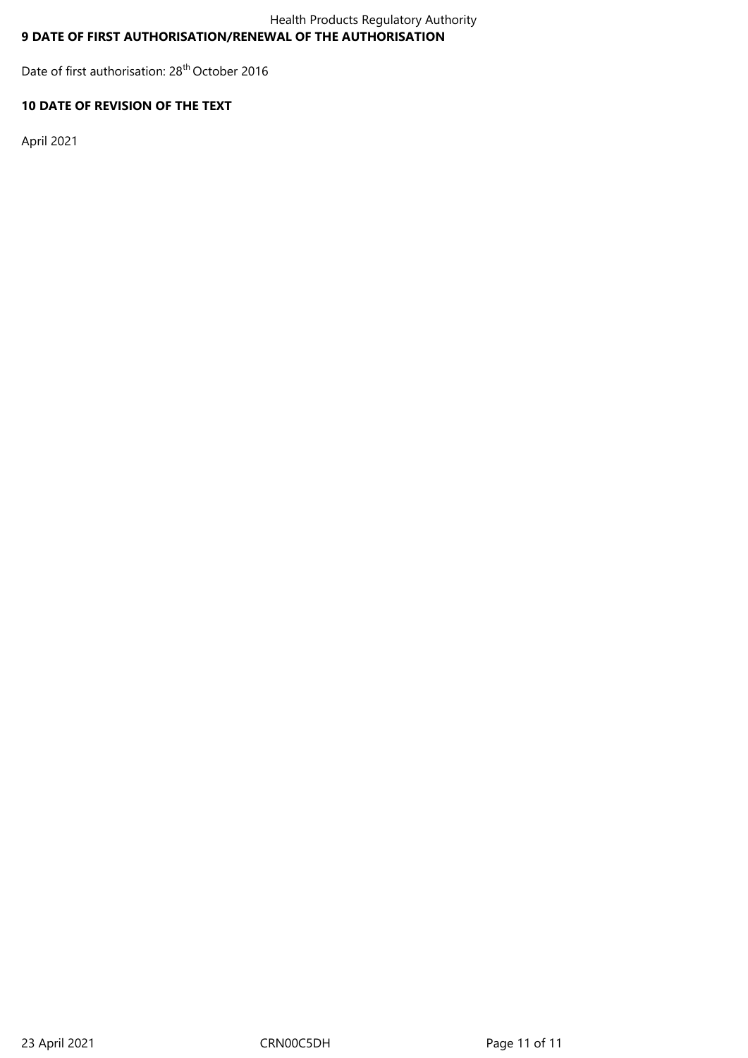## 9 DATE OF FIRST AUTHORISATION/RENEWAL OF THE AUTHORISATION

Date of first authorisation: 28th October 2016

## 10 DATE OF REVISION OF THE TEXT

April 2021